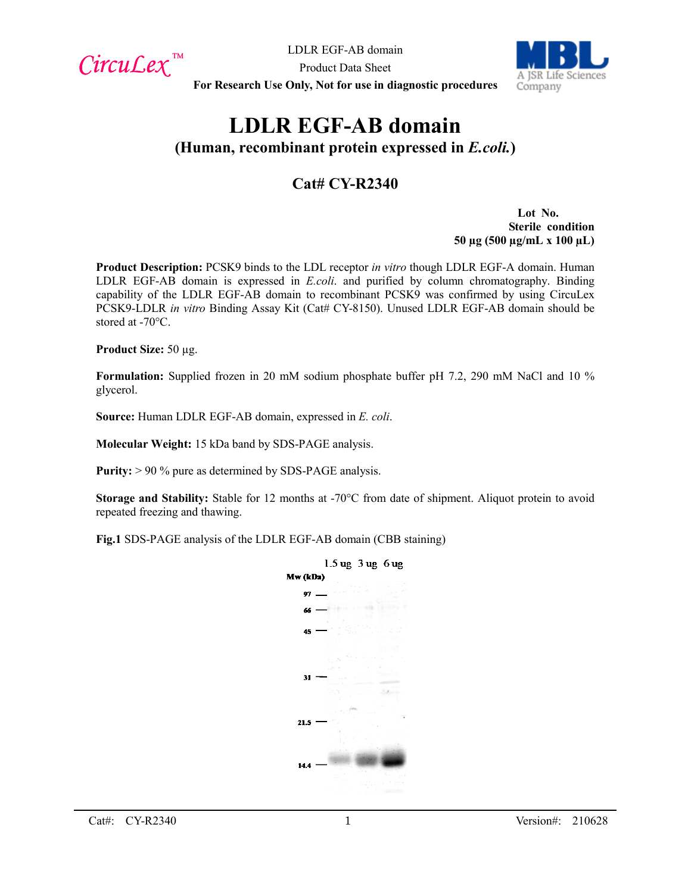# LDLR EGF-AB domain

## (Human, recombinant protein expressed in *E.coli.*)

## Cat# CY-R2340

**Lot No.**
**Sterile condition**
**50 µg (500 µg/mL x 100 µL)**

**Product Description:** PCSK9 binds to the LDL receptor *in vitro* though LDLR EGF-A domain. Human LDLR EGF-AB domain is expressed in *E.coli*. and purified by column chromatography. Binding capability of the LDLR EGF-AB domain to recombinant PCSK9 was confirmed by using CircuLex PCSK9-LDLR *in vitro* Binding Assay Kit (Cat# CY-8150). Unused LDLR EGF-AB domain should be stored at -70°C.

**Product Size:** 50 µg.

**Formulation:** Supplied frozen in 20 mM sodium phosphate buffer pH 7.2, 290 mM NaCl and 10 % glycerol.

**Source:** Human LDLR EGF-AB domain, expressed in *E. coli*.

**Molecular Weight:** 15 kDa band by SDS-PAGE analysis.

**Purity:** > 90 % pure as determined by SDS-PAGE analysis.

**Storage and Stability:** Stable for 12 months at -70°C from date of shipment. Aliquot protein to avoid repeated freezing and thawing.

**Fig.1** SDS-PAGE analysis of the LDLR EGF-AB domain (CBB staining)

1.5 ug 3 ug 6 ug

Mw (kDa)

97

66

45

31

21.5

14.4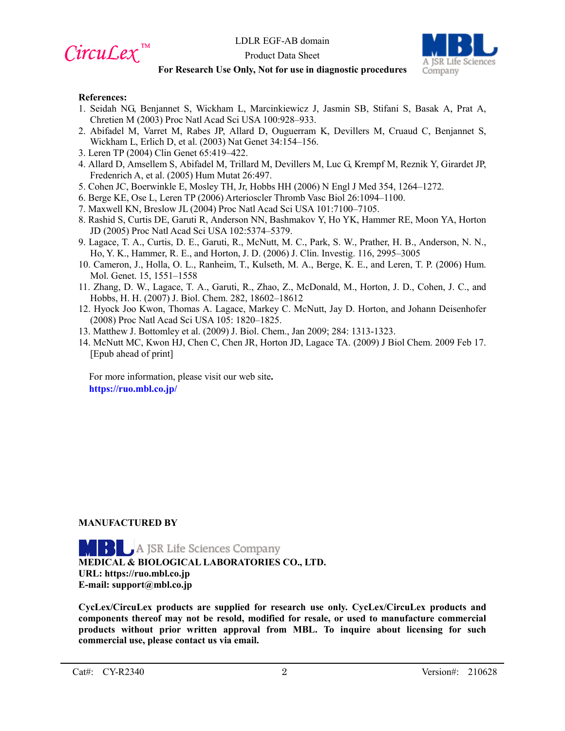**References:**

1. Seidah NG, Benjannet S, Wickham L, Marcinkiewicz J, Jasmin SB, Stifani S, Basak A, Prat A, Chretien M (2003) Proc Natl Acad Sci USA 100:928–933.
2. Abifadel M, Varret M, Rabes JP, Allard D, Ouguerram K, Devillers M, Cruaud C, Benjannet S, Wickham L, Erlich D, et al. (2003) Nat Genet 34:154–156.
3. Leren TP (2004) Clin Genet 65:419–422.
4. Allard D, Amsellem S, Abifadel M, Trillard M, Devillers M, Luc G, Krempf M, Reznik Y, Girardet JP, Fredenrich A, et al. (2005) Hum Mutat 26:497.
5. Cohen JC, Boerwinkle E, Mosley TH, Jr, Hobbs HH (2006) N Engl J Med 354, 1264–1272.
6. Berge KE, Ose L, Leren TP (2006) Arterioscler Thromb Vasc Biol 26:1094–1100.
7. Maxwell KN, Breslow JL (2004) Proc Natl Acad Sci USA 101:7100–7105.
8. Rashid S, Curtis DE, Garuti R, Anderson NN, Bashmakov Y, Ho YK, Hammer RE, Moon YA, Horton JD (2005) Proc Natl Acad Sci USA 102:5374–5379.
9. Lagace, T. A., Curtis, D. E., Garuti, R., McNutt, M. C., Park, S. W., Prather, H. B., Anderson, N. N., Ho, Y. K., Hammer, R. E., and Horton, J. D. (2006) J. Clin. Investig. 116, 2995–3005
10. Cameron, J., Holla, O. L., Ranheim, T., Kulseth, M. A., Berge, K. E., and Leren, T. P. (2006) Hum. Mol. Genet. 15, 1551–1558
11. Zhang, D. W., Lagace, T. A., Garuti, R., Zhao, Z., McDonald, M., Horton, J. D., Cohen, J. C., and Hobbs, H. H. (2007) J. Biol. Chem. 282, 18602–18612
12. Hyock Joo Kwon, Thomas A. Lagace, Markey C. McNutt, Jay D. Horton, and Johann Deisenhofer (2008) Proc Natl Acad Sci USA 105: 1820–1825.
13. Matthew J. Bottomley et al. (2009) J. Biol. Chem., Jan 2009; 284: 1313-1323.
14. McNutt MC, Kwon HJ, Chen C, Chen JR, Horton JD, Lagace TA. (2009) J Biol Chem. 2009 Feb 17. [Epub ahead of print]

For more information, please visit our web site**.**
**https://ruo.mbl.co.jp/**

**MANUFACTURED BY**

MBL A JSR Life Sciences Company

**MEDICAL & BIOLOGICAL LABORATORIES CO., LTD.**
**URL: https://ruo.mbl.co.jp**
**E-mail: support@mbl.co.jp**

**CycLex/CircuLex products are supplied for research use only. CycLex/CircuLex products and components thereof may not be resold, modified for resale, or used to manufacture commercial products without prior written approval from MBL. To inquire about licensing for such commercial use, please contact us via email.**